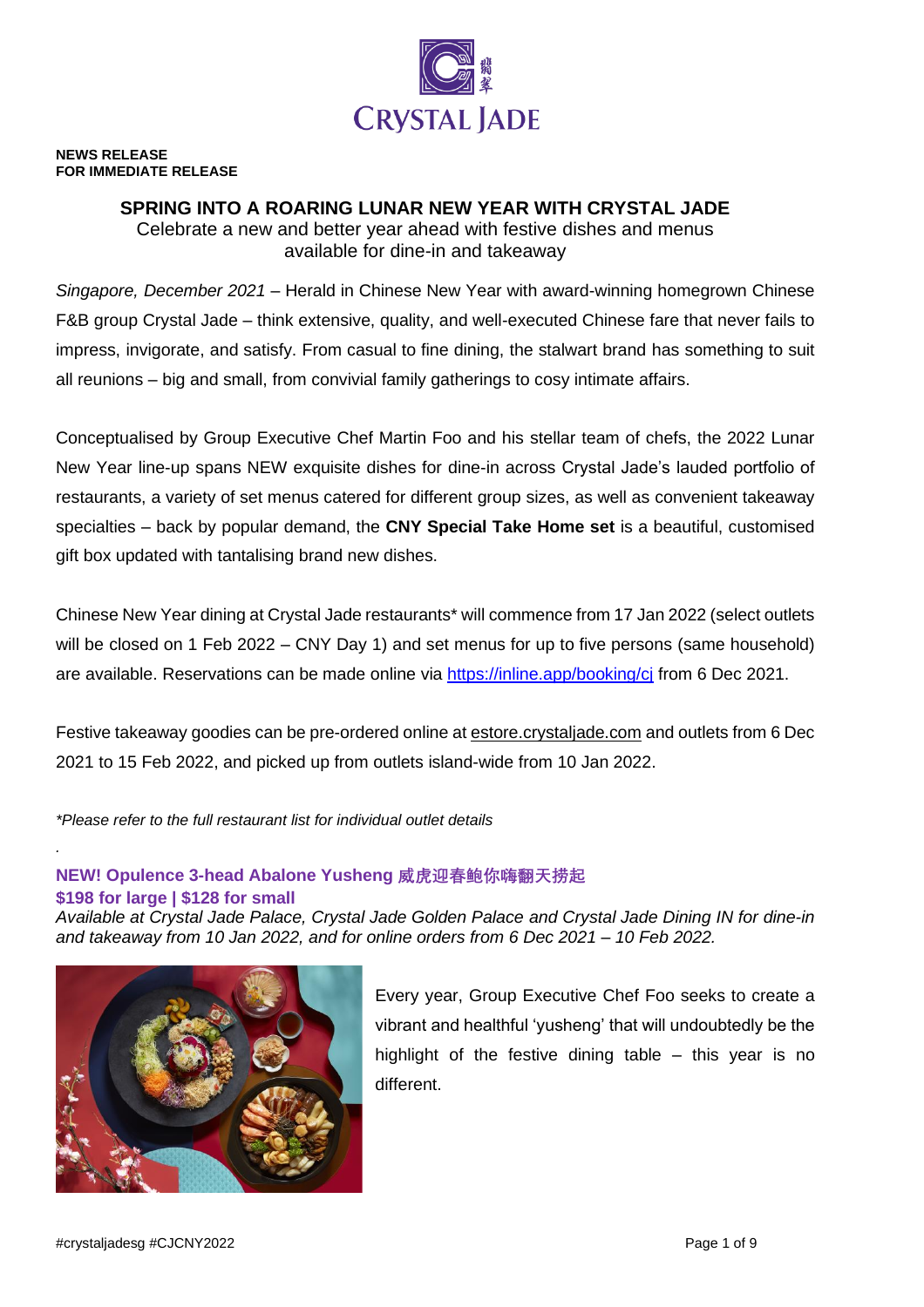**NEWS RELEASE**
**FOR IMMEDIATE RELEASE**

# SPRING INTO A ROARING LUNAR NEW YEAR WITH CRYSTAL JADE

Celebrate a new and better year ahead with festive dishes and menus available for dine-in and takeaway

*Singapore, December 2021* – Herald in Chinese New Year with award-winning homegrown Chinese F&B group Crystal Jade – think extensive, quality, and well-executed Chinese fare that never fails to impress, invigorate, and satisfy. From casual to fine dining, the stalwart brand has something to suit all reunions – big and small, from convivial family gatherings to cosy intimate affairs.

Conceptualised by Group Executive Chef Martin Foo and his stellar team of chefs, the 2022 Lunar New Year line-up spans NEW exquisite dishes for dine-in across Crystal Jade's lauded portfolio of restaurants, a variety of set menus catered for different group sizes, as well as convenient takeaway specialties – back by popular demand, the **CNY Special Take Home set** is a beautiful, customised gift box updated with tantalising brand new dishes.

Chinese New Year dining at Crystal Jade restaurants* will commence from 17 Jan 2022 (select outlets will be closed on 1 Feb 2022 – CNY Day 1) and set menus for up to five persons (same household) are available. Reservations can be made online via https://inline.app/booking/cj from 6 Dec 2021.

Festive takeaway goodies can be pre-ordered online at estore.crystaljade.com and outlets from 6 Dec 2021 to 15 Feb 2022, and picked up from outlets island-wide from 10 Jan 2022.

*\*Please refer to the full restaurant list for individual outlet details*

.

## NEW! Opulence 3-head Abalone Yusheng 威虎迎春鲍你嗨翻天捞起
**$198 for large | $128 for small**

*Available at Crystal Jade Palace, Crystal Jade Golden Palace and Crystal Jade Dining IN for dine-in and takeaway from 10 Jan 2022, and for online orders from 6 Dec 2021 – 10 Feb 2022.*

Every year, Group Executive Chef Foo seeks to create a vibrant and healthful 'yusheng' that will undoubtedly be the highlight of the festive dining table – this year is no different.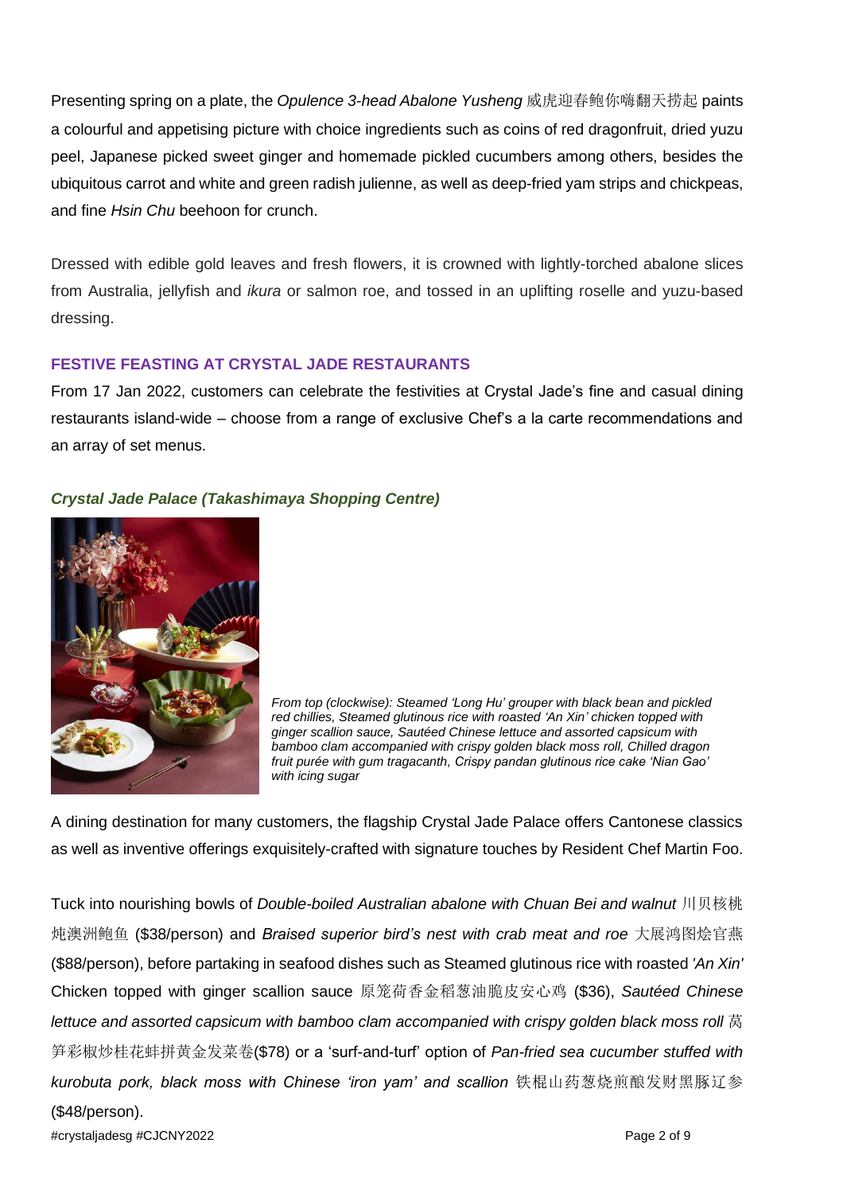Presenting spring on a plate, the *Opulence 3-head Abalone Yusheng* 威虎迎春鲍你嗨翻天捞起 paints a colourful and appetising picture with choice ingredients such as coins of red dragonfruit, dried yuzu peel, Japanese picked sweet ginger and homemade pickled cucumbers among others, besides the ubiquitous carrot and white and green radish julienne, as well as deep-fried yam strips and chickpeas, and fine *Hsin Chu* beehoon for crunch.

Dressed with edible gold leaves and fresh flowers, it is crowned with lightly-torched abalone slices from Australia, jellyfish and *ikura* or salmon roe, and tossed in an uplifting roselle and yuzu-based dressing.

## FESTIVE FEASTING AT CRYSTAL JADE RESTAURANTS

From 17 Jan 2022, customers can celebrate the festivities at Crystal Jade's fine and casual dining restaurants island-wide – choose from a range of exclusive Chef's a la carte recommendations and an array of set menus.

### *Crystal Jade Palace (Takashimaya Shopping Centre)*

*From top (clockwise): Steamed 'Long Hu' grouper with black bean and pickled red chillies, Steamed glutinous rice with roasted 'An Xin' chicken topped with ginger scallion sauce, Sautéed Chinese lettuce and assorted capsicum with bamboo clam accompanied with crispy golden black moss roll, Chilled dragon fruit purée with gum tragacanth, Crispy pandan glutinous rice cake 'Nian Gao' with icing sugar*

A dining destination for many customers, the flagship Crystal Jade Palace offers Cantonese classics as well as inventive offerings exquisitely-crafted with signature touches by Resident Chef Martin Foo.

Tuck into nourishing bowls of *Double-boiled Australian abalone with Chuan Bei and walnut* 川贝核桃炖澳洲鲍鱼 ($38/person) and *Braised superior bird's nest with crab meat and roe* 大展鸿图烩官燕 ($88/person), before partaking in seafood dishes such as Steamed glutinous rice with roasted *'An Xin'* Chicken topped with ginger scallion sauce 原笼荷香金稻葱油脆皮安心鸡 ($36), *Sautéed Chinese lettuce and assorted capsicum with bamboo clam accompanied with crispy golden black moss roll* 莴笋彩椒炒桂花蚌拼黄金发菜卷($78) or a 'surf-and-turf' option of *Pan-fried sea cucumber stuffed with kurobuta pork, black moss with Chinese 'iron yam' and scallion* 铁棍山药葱烧煎酿发财黑豚辽参 ($48/person).

#crystaljadesg #CJCNY2022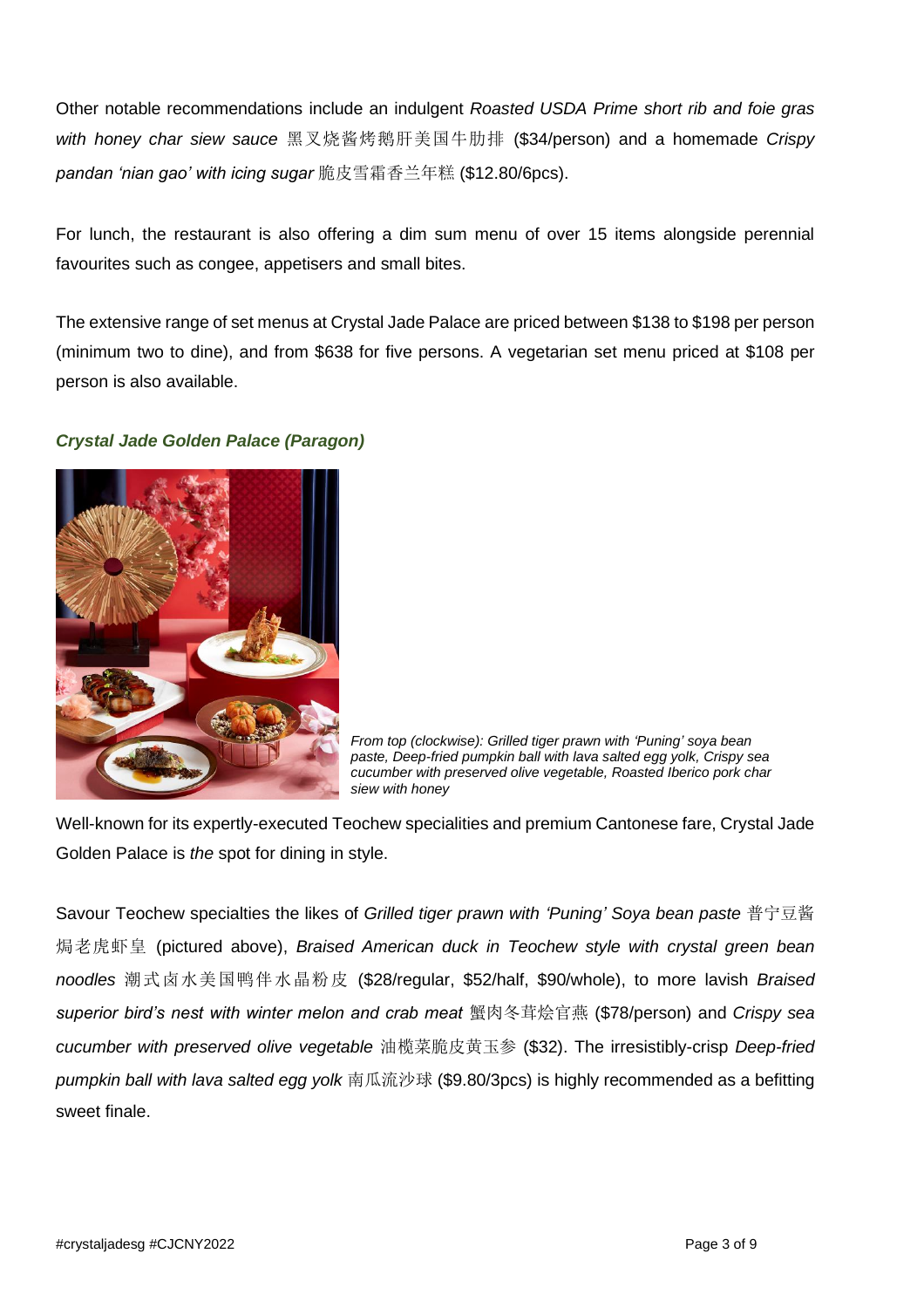Other notable recommendations include an indulgent *Roasted USDA Prime short rib and foie gras with honey char siew sauce* 黑叉烧酱烤鹅肝美国牛肋排 ($34/person) and a homemade *Crispy pandan 'nian gao' with icing sugar* 脆皮雪霜香兰年糕 ($12.80/6pcs).

For lunch, the restaurant is also offering a dim sum menu of over 15 items alongside perennial favourites such as congee, appetisers and small bites.

The extensive range of set menus at Crystal Jade Palace are priced between $138 to $198 per person (minimum two to dine), and from $638 for five persons. A vegetarian set menu priced at $108 per person is also available.

### *Crystal Jade Golden Palace (Paragon)*

*From top (clockwise): Grilled tiger prawn with 'Puning' soya bean paste, Deep-fried pumpkin ball with lava salted egg yolk, Crispy sea cucumber with preserved olive vegetable, Roasted Iberico pork char siew with honey*

Well-known for its expertly-executed Teochew specialities and premium Cantonese fare, Crystal Jade Golden Palace is *the* spot for dining in style.

Savour Teochew specialties the likes of *Grilled tiger prawn with 'Puning' Soya bean paste* 普宁豆酱焗老虎虾皇 (pictured above), *Braised American duck in Teochew style with crystal green bean noodles* 潮式卤水美国鸭伴水晶粉皮 ($28/regular, $52/half, $90/whole), to more lavish *Braised superior bird's nest with winter melon and crab meat* 蟹肉冬茸烩官燕 ($78/person) and *Crispy sea cucumber with preserved olive vegetable* 油榄菜脆皮黄玉参 ($32). The irresistibly-crisp *Deep-fried pumpkin ball with lava salted egg yolk* 南瓜流沙球 ($9.80/3pcs) is highly recommended as a befitting sweet finale.

#crystaljadesg #CJCNY2022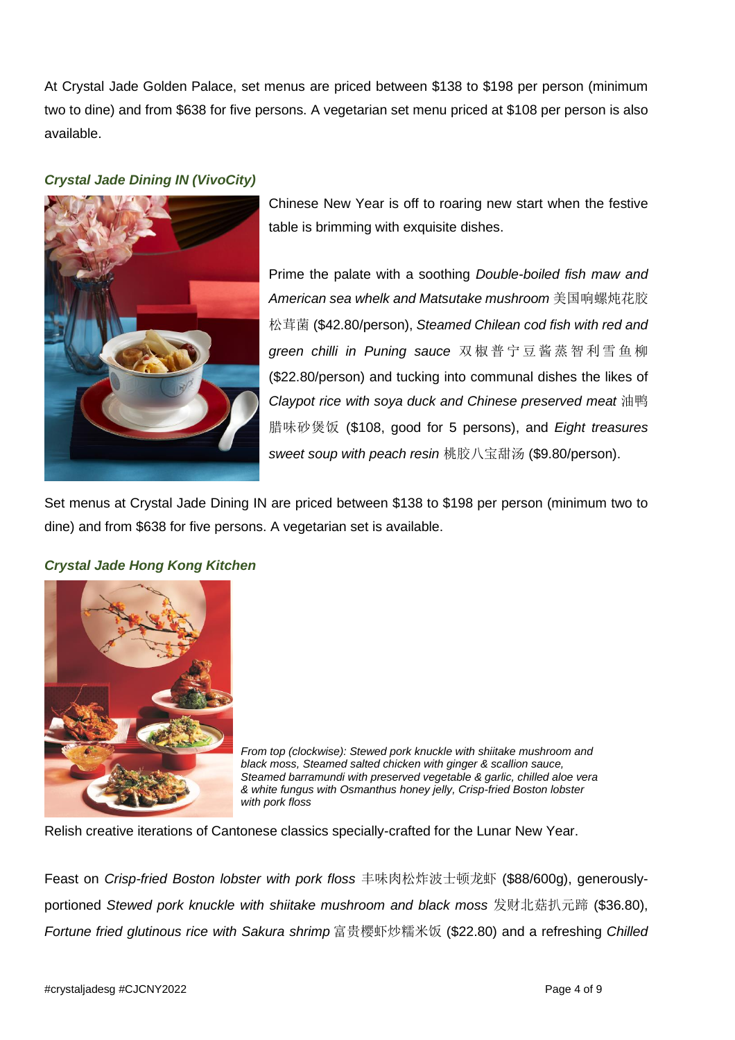At Crystal Jade Golden Palace, set menus are priced between $138 to $198 per person (minimum two to dine) and from $638 for five persons. A vegetarian set menu priced at $108 per person is also available.

### *Crystal Jade Dining IN (VivoCity)*

Chinese New Year is off to roaring new start when the festive table is brimming with exquisite dishes.

Prime the palate with a soothing *Double-boiled fish maw and American sea whelk and Matsutake mushroom* 美国响螺炖花胶松茸菌 ($42.80/person), *Steamed Chilean cod fish with red and green chilli in Puning sauce* 双椒普宁豆酱蒸智利雪鱼柳 ($22.80/person) and tucking into communal dishes the likes of *Claypot rice with soya duck and Chinese preserved meat* 油鸭腊味砂煲饭 ($108, good for 5 persons), and *Eight treasures sweet soup with peach resin* 桃胶八宝甜汤 ($9.80/person).

Set menus at Crystal Jade Dining IN are priced between $138 to $198 per person (minimum two to dine) and from $638 for five persons. A vegetarian set is available.

### *Crystal Jade Hong Kong Kitchen*

*From top (clockwise): Stewed pork knuckle with shiitake mushroom and black moss, Steamed salted chicken with ginger & scallion sauce, Steamed barramundi with preserved vegetable & garlic, chilled aloe vera & white fungus with Osmanthus honey jelly, Crisp-fried Boston lobster with pork floss*

Relish creative iterations of Cantonese classics specially-crafted for the Lunar New Year.

Feast on *Crisp-fried Boston lobster with pork floss* 丰味肉松炸波士顿龙虾 ($88/600g), generously-portioned *Stewed pork knuckle with shiitake mushroom and black moss* 发财北菇扒元蹄 ($36.80), *Fortune fried glutinous rice with Sakura shrimp* 富贵樱虾炒糯米饭 ($22.80) and a refreshing *Chilled*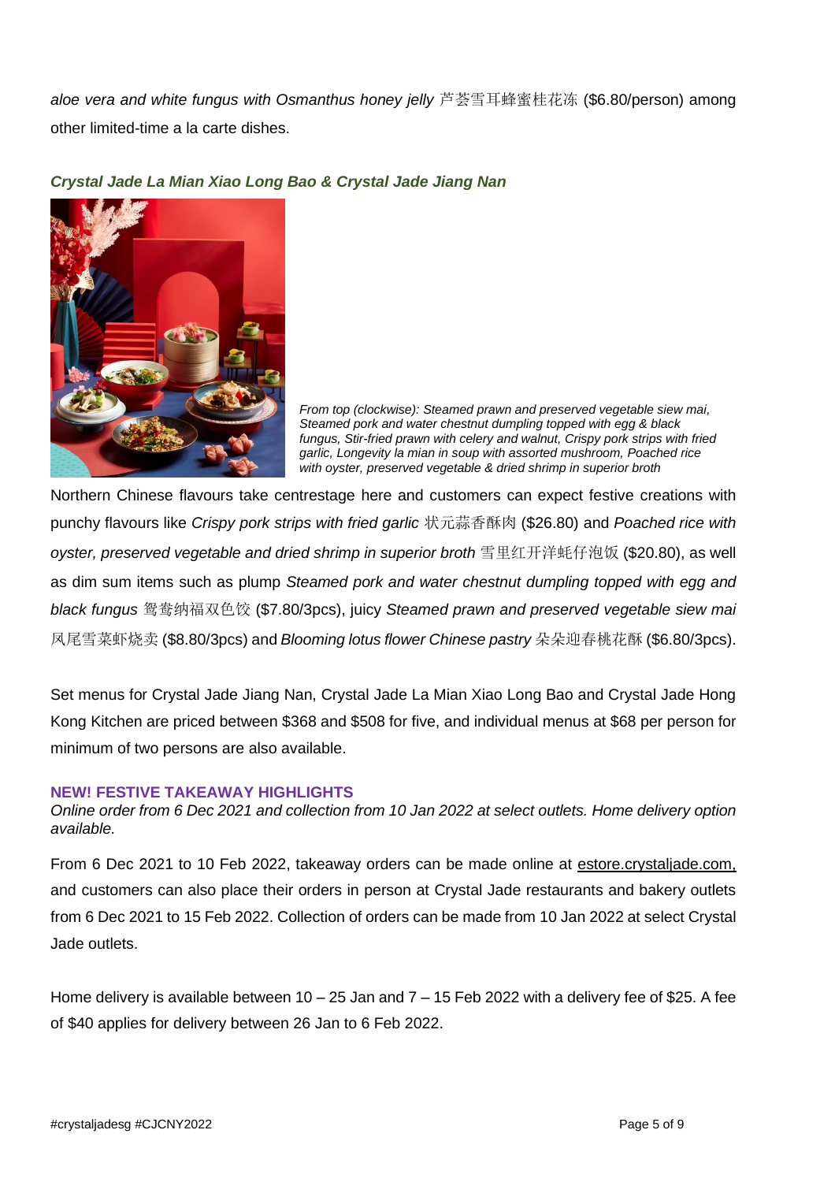*aloe vera and white fungus with Osmanthus honey jelly* 芦荟雪耳蜂蜜桂花冻 ($6.80/person) among other limited-time a la carte dishes.

### *Crystal Jade La Mian Xiao Long Bao & Crystal Jade Jiang Nan*

*From top (clockwise): Steamed prawn and preserved vegetable siew mai, Steamed pork and water chestnut dumpling topped with egg & black fungus, Stir-fried prawn with celery and walnut, Crispy pork strips with fried garlic, Longevity la mian in soup with assorted mushroom, Poached rice with oyster, preserved vegetable & dried shrimp in superior broth*

Northern Chinese flavours take centrestage here and customers can expect festive creations with punchy flavours like *Crispy pork strips with fried garlic* 状元蒜香酥肉 ($26.80) and *Poached rice with oyster, preserved vegetable and dried shrimp in superior broth* 雪里红开洋蚝仔泡饭 ($20.80), as well as dim sum items such as plump *Steamed pork and water chestnut dumpling topped with egg and black fungus* 鸳鸯纳福双色饺 ($7.80/3pcs), juicy *Steamed prawn and preserved vegetable siew mai* 凤尾雪菜虾烧卖 ($8.80/3pcs) and *Blooming lotus flower Chinese pastry* 朵朵迎春桃花酥 ($6.80/3pcs).

Set menus for Crystal Jade Jiang Nan, Crystal Jade La Mian Xiao Long Bao and Crystal Jade Hong Kong Kitchen are priced between $368 and $508 for five, and individual menus at $68 per person for minimum of two persons are also available.

### NEW! FESTIVE TAKEAWAY HIGHLIGHTS

*Online order from 6 Dec 2021 and collection from 10 Jan 2022 at select outlets. Home delivery option available.*

From 6 Dec 2021 to 10 Feb 2022, takeaway orders can be made online at estore.crystaljade.com, and customers can also place their orders in person at Crystal Jade restaurants and bakery outlets from 6 Dec 2021 to 15 Feb 2022. Collection of orders can be made from 10 Jan 2022 at select Crystal Jade outlets.

Home delivery is available between 10 – 25 Jan and 7 – 15 Feb 2022 with a delivery fee of $25. A fee of $40 applies for delivery between 26 Jan to 6 Feb 2022.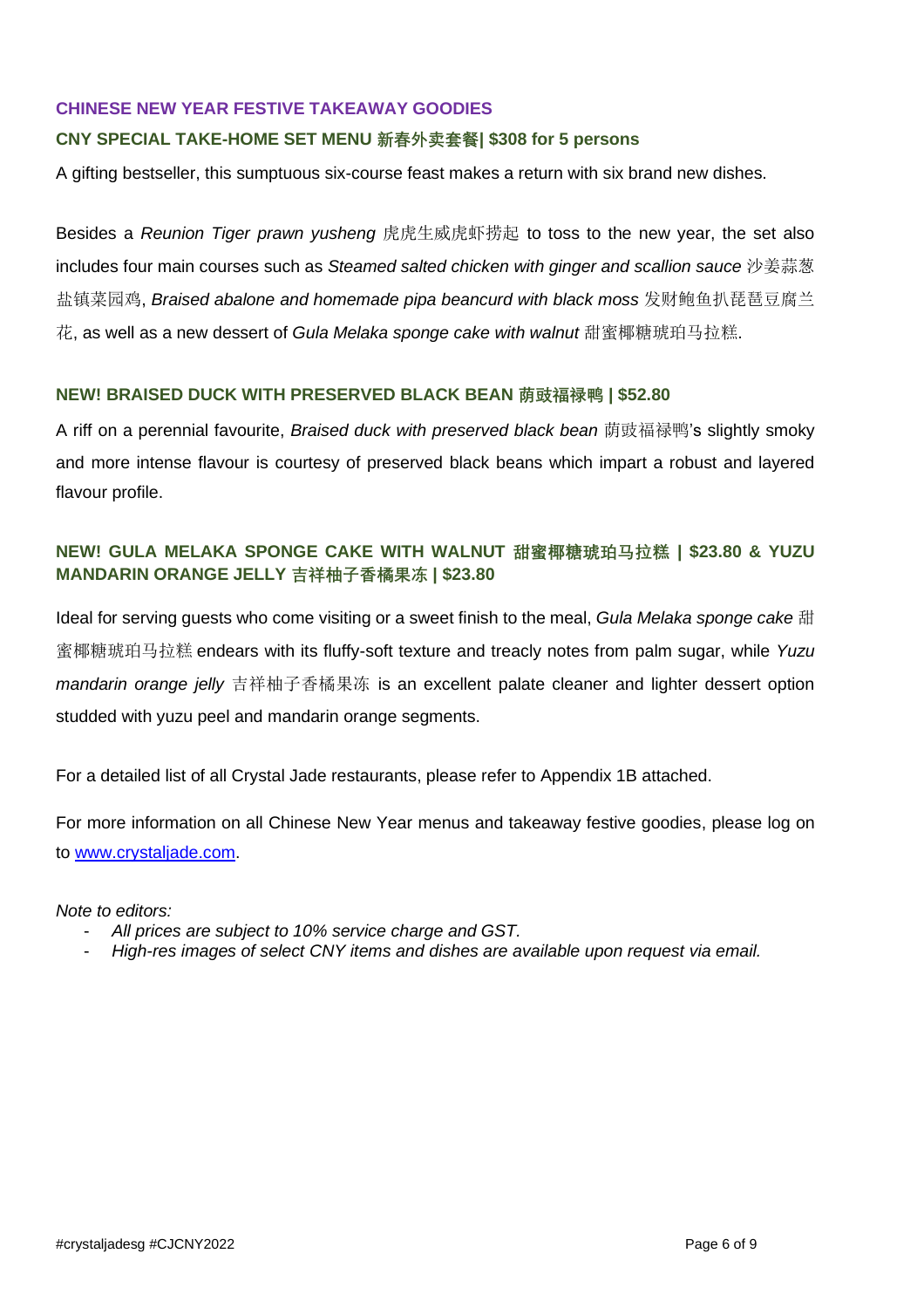## CHINESE NEW YEAR FESTIVE TAKEAWAY GOODIES

### CNY SPECIAL TAKE-HOME SET MENU 新春外卖套餐| $308 for 5 persons

A gifting bestseller, this sumptuous six-course feast makes a return with six brand new dishes.

Besides a *Reunion Tiger prawn yusheng* 虎虎生威虎虾捞起 to toss to the new year, the set also includes four main courses such as *Steamed salted chicken with ginger and scallion sauce* 沙姜蒜葱盐镇菜园鸡, *Braised abalone and homemade pipa beancurd with black moss* 发财鲍鱼扒琵琶豆腐兰花, as well as a new dessert of *Gula Melaka sponge cake with walnut* 甜蜜椰糖琥珀马拉糕.

### NEW! BRAISED DUCK WITH PRESERVED BLACK BEAN 荫豉福禄鸭 | $52.80

A riff on a perennial favourite, *Braised duck with preserved black bean* 荫豉福禄鸭's slightly smoky and more intense flavour is courtesy of preserved black beans which impart a robust and layered flavour profile.

### NEW! GULA MELAKA SPONGE CAKE WITH WALNUT 甜蜜椰糖琥珀马拉糕 | $23.80 & YUZU MANDARIN ORANGE JELLY 吉祥柚子香橘果冻 | $23.80

Ideal for serving guests who come visiting or a sweet finish to the meal, *Gula Melaka sponge cake* 甜蜜椰糖琥珀马拉糕 endears with its fluffy-soft texture and treacly notes from palm sugar, while *Yuzu mandarin orange jelly* 吉祥柚子香橘果冻 is an excellent palate cleaner and lighter dessert option studded with yuzu peel and mandarin orange segments.

For a detailed list of all Crystal Jade restaurants, please refer to Appendix 1B attached.

For more information on all Chinese New Year menus and takeaway festive goodies, please log on to [www.crystaljade.com](http://www.crystaljade.com).

*Note to editors:*

- *All prices are subject to 10% service charge and GST.*
- *High-res images of select CNY items and dishes are available upon request via email.*

#crystaljadesg #CJCNY2022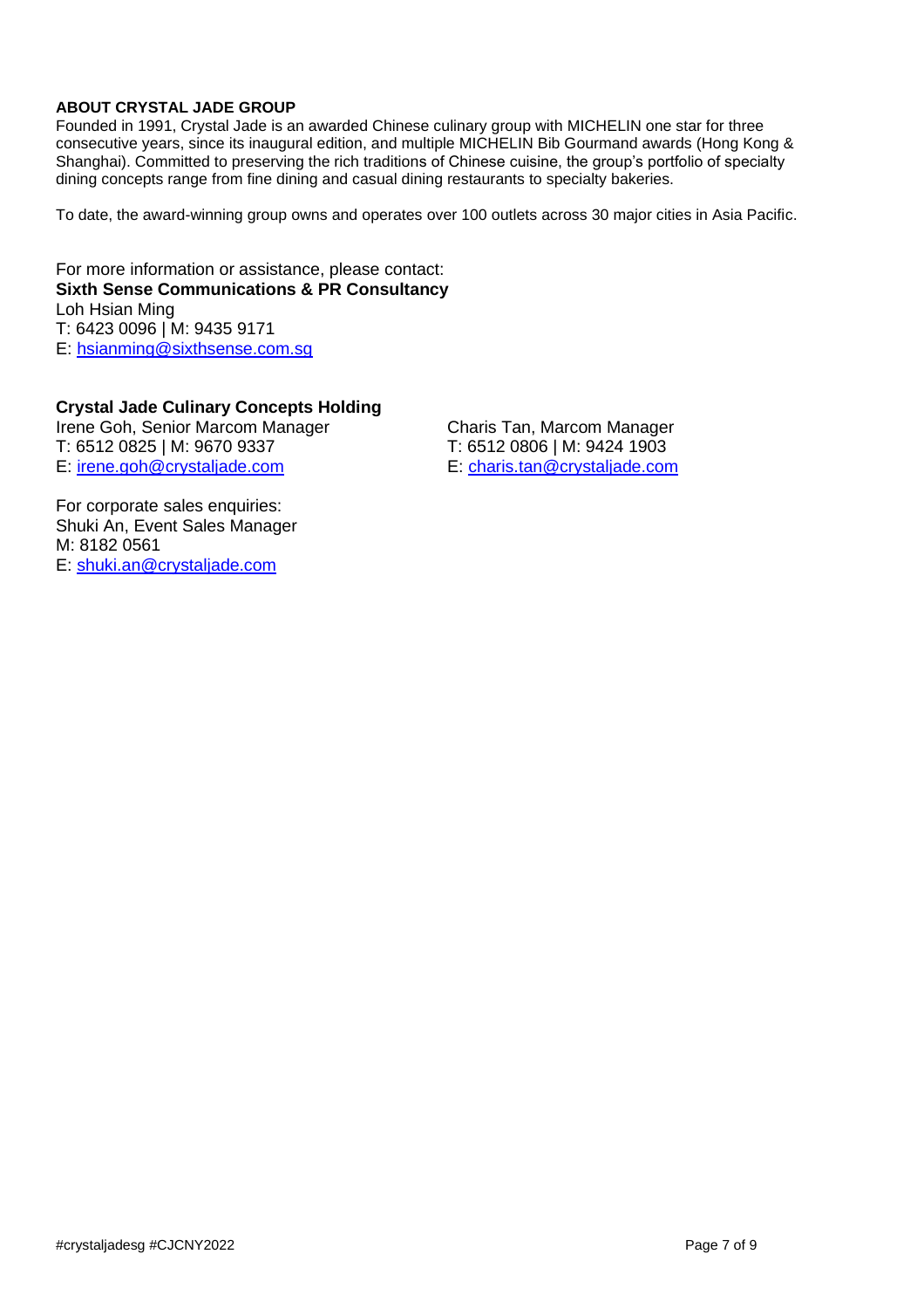**ABOUT CRYSTAL JADE GROUP**

Founded in 1991, Crystal Jade is an awarded Chinese culinary group with MICHELIN one star for three consecutive years, since its inaugural edition, and multiple MICHELIN Bib Gourmand awards (Hong Kong & Shanghai). Committed to preserving the rich traditions of Chinese cuisine, the group's portfolio of specialty dining concepts range from fine dining and casual dining restaurants to specialty bakeries.

To date, the award-winning group owns and operates over 100 outlets across 30 major cities in Asia Pacific.

For more information or assistance, please contact:
**Sixth Sense Communications & PR Consultancy**
Loh Hsian Ming
T: 6423 0096 | M: 9435 9171
E: hsianming@sixthsense.com.sg

**Crystal Jade Culinary Concepts Holding**
Irene Goh, Senior Marcom Manager
T: 6512 0825 | M: 9670 9337
E: irene.goh@crystaljade.com

Charis Tan, Marcom Manager
T: 6512 0806 | M: 9424 1903
E: charis.tan@crystaljade.com

For corporate sales enquiries:
Shuki An, Event Sales Manager
M: 8182 0561
E: shuki.an@crystaljade.com

#crystaljadesg #CJCNY2022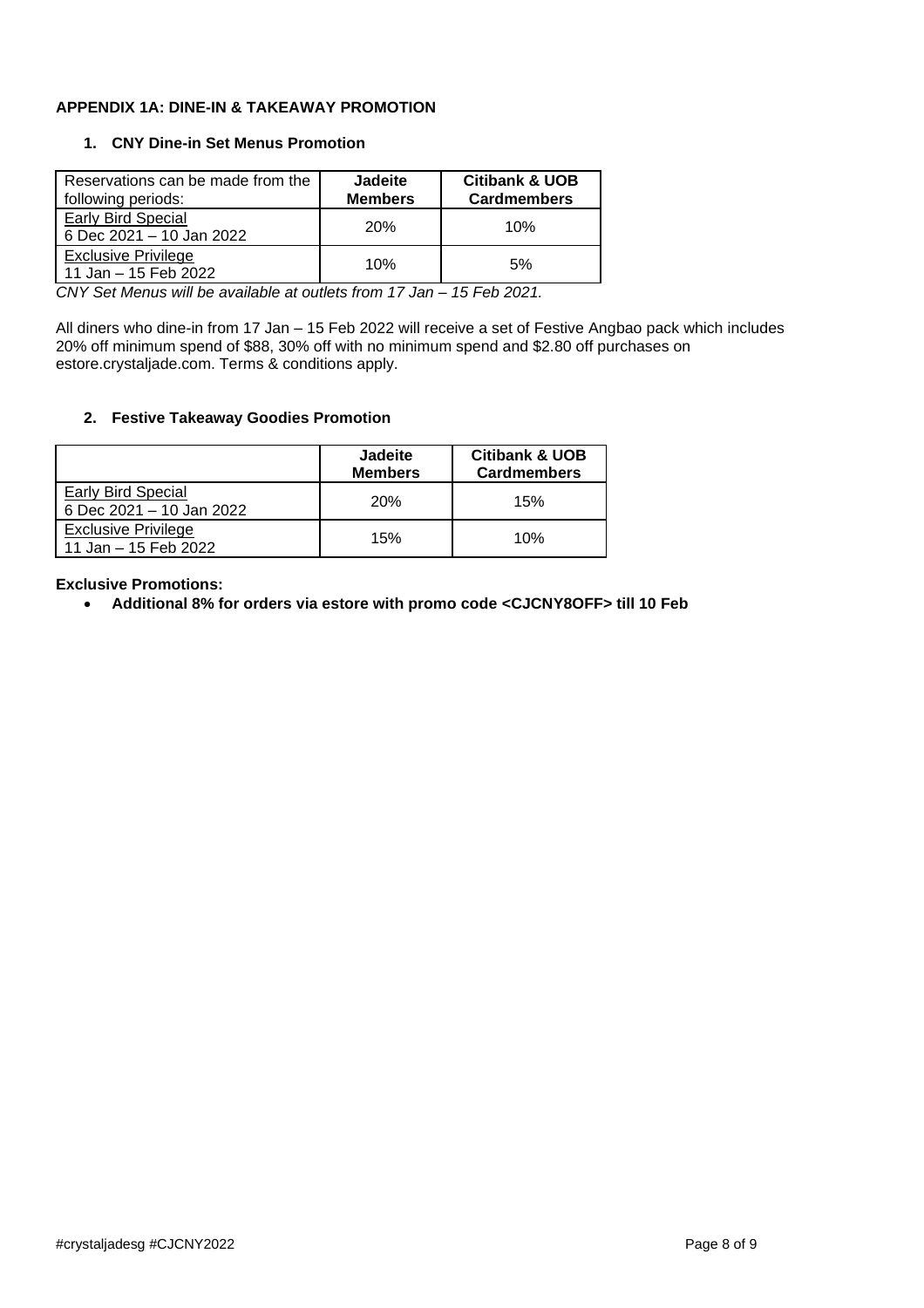**APPENDIX 1A: DINE-IN & TAKEAWAY PROMOTION**

**1. CNY Dine-in Set Menus Promotion**

| Reservations can be made from the following periods: | **Jadeite Members** | **Citibank & UOB Cardmembers** |
|---|---|---|
| Early Bird Special<br>6 Dec 2021 – 10 Jan 2022 | 20% | 10% |
| Exclusive Privilege<br>11 Jan – 15 Feb 2022 | 10% | 5% |

*CNY Set Menus will be available at outlets from 17 Jan – 15 Feb 2021.*

All diners who dine-in from 17 Jan – 15 Feb 2022 will receive a set of Festive Angbao pack which includes 20% off minimum spend of $88, 30% off with no minimum spend and $2.80 off purchases on estore.crystaljade.com. Terms & conditions apply.

**2. Festive Takeaway Goodies Promotion**

| | **Jadeite Members** | **Citibank & UOB Cardmembers** |
|---|---|---|
| Early Bird Special<br>6 Dec 2021 – 10 Jan 2022 | 20% | 15% |
| Exclusive Privilege<br>11 Jan – 15 Feb 2022 | 15% | 10% |

**Exclusive Promotions:**

- **Additional 8% for orders via estore with promo code <CJCNY8OFF> till 10 Feb**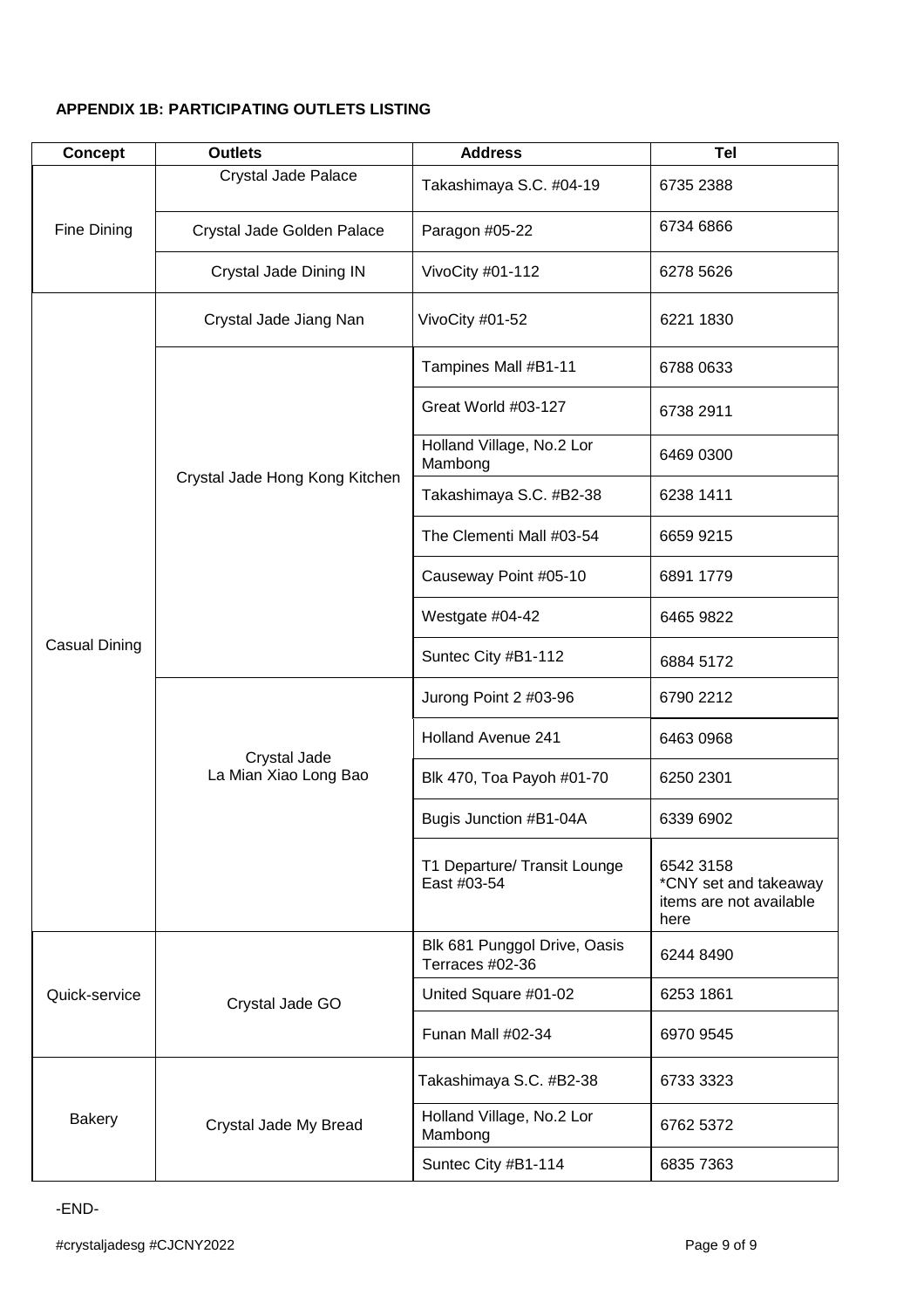**APPENDIX 1B: PARTICIPATING OUTLETS LISTING**

| Concept | Outlets | Address | Tel |
|---|---|---|---|
| Fine Dining | Crystal Jade Palace | Takashimaya S.C. #04-19 | 6735 2388 |
| | Crystal Jade Golden Palace | Paragon #05-22 | 6734 6866 |
| | Crystal Jade Dining IN | VivoCity #01-112 | 6278 5626 |
| Casual Dining | Crystal Jade Jiang Nan | VivoCity #01-52 | 6221 1830 |
| | Crystal Jade Hong Kong Kitchen | Tampines Mall #B1-11 | 6788 0633 |
| | | Great World #03-127 | 6738 2911 |
| | | Holland Village, No.2 Lor Mambong | 6469 0300 |
| | | Takashimaya S.C. #B2-38 | 6238 1411 |
| | | The Clementi Mall #03-54 | 6659 9215 |
| | | Causeway Point #05-10 | 6891 1779 |
| | | Westgate #04-42 | 6465 9822 |
| | | Suntec City #B1-112 | 6884 5172 |
| | Crystal Jade La Mian Xiao Long Bao | Jurong Point 2 #03-96 | 6790 2212 |
| | | Holland Avenue 241 | 6463 0968 |
| | | Blk 470, Toa Payoh #01-70 | 6250 2301 |
| | | Bugis Junction #B1-04A | 6339 6902 |
| | | T1 Departure/ Transit Lounge East #03-54 | 6542 3158 *CNY set and takeaway items are not available here |
| Quick-service | Crystal Jade GO | Blk 681 Punggol Drive, Oasis Terraces #02-36 | 6244 8490 |
| | | United Square #01-02 | 6253 1861 |
| | | Funan Mall #02-34 | 6970 9545 |
| Bakery | Crystal Jade My Bread | Takashimaya S.C. #B2-38 | 6733 3323 |
| | | Holland Village, No.2 Lor Mambong | 6762 5372 |
| | | Suntec City #B1-114 | 6835 7363 |

-END-

#crystaljadesg #CJCNY2022